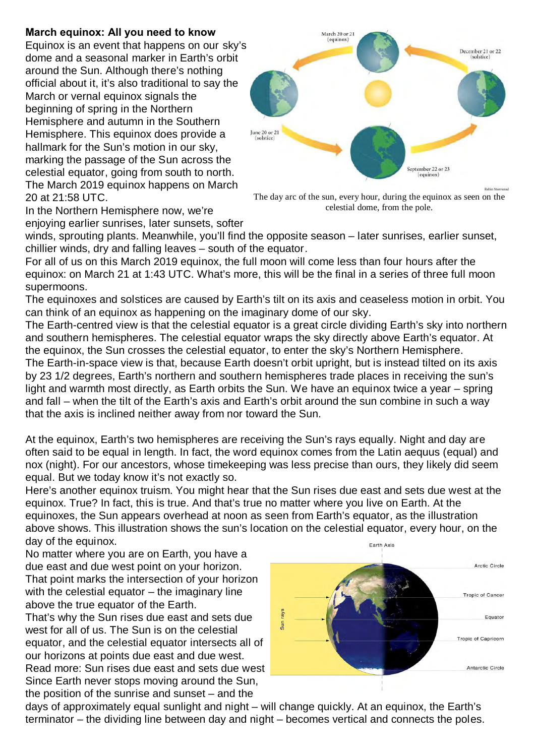**March equinox: All you need to know**

Equinox is an event that happens on our sky's dome and a seasonal marker in Earth's orbit around the Sun. Although there's nothing official about it, it's also traditional to say the March or vernal equinox signals the beginning of spring in the Northern Hemisphere and autumn in the Southern Hemisphere. This equinox does provide a hallmark for the Sun's motion in our sky, marking the passage of the Sun across the celestial equator, going from south to north. The March 2019 equinox happens on March 20 at 21:58 UTC.

The day arc of the sun, every hour, during the equinox as seen on the celestial dome, from the pole.

In the Northern Hemisphere now, we're enjoying earlier sunrises, later sunsets, softer winds, sprouting plants. Meanwhile, you'll find the opposite season – later sunrises, earlier sunset, chillier winds, dry and falling leaves – south of the equator.

For all of us on this March 2019 equinox, the full moon will come less than four hours after the equinox: on March 21 at 1:43 UTC. What's more, this will be the final in a series of three full moon supermoons.

The equinoxes and solstices are caused by Earth's tilt on its axis and ceaseless motion in orbit. You can think of an equinox as happening on the imaginary dome of our sky.

The Earth-centred view is that the celestial equator is a great circle dividing Earth's sky into northern and southern hemispheres. The celestial equator wraps the sky directly above Earth's equator. At the equinox, the Sun crosses the celestial equator, to enter the sky's Northern Hemisphere.

The Earth-in-space view is that, because Earth doesn't orbit upright, but is instead tilted on its axis by 23 1/2 degrees, Earth's northern and southern hemispheres trade places in receiving the sun's light and warmth most directly, as Earth orbits the Sun. We have an equinox twice a year – spring and fall – when the tilt of the Earth's axis and Earth's orbit around the sun combine in such a way that the axis is inclined neither away from nor toward the Sun.

At the equinox, Earth's two hemispheres are receiving the Sun's rays equally. Night and day are often said to be equal in length. In fact, the word equinox comes from the Latin aequus (equal) and nox (night). For our ancestors, whose timekeeping was less precise than ours, they likely did seem equal. But we today know it's not exactly so.

Here's another equinox truism. You might hear that the Sun rises due east and sets due west at the equinox. True? In fact, this is true. And that's true no matter where you live on Earth. At the equinoxes, the Sun appears overhead at noon as seen from Earth's equator, as the illustration above shows. This illustration shows the sun's location on the celestial equator, every hour, on the day of the equinox.

No matter where you are on Earth, you have a due east and due west point on your horizon. That point marks the intersection of your horizon with the celestial equator – the imaginary line above the true equator of the Earth.

That's why the Sun rises due east and sets due west for all of us. The Sun is on the celestial equator, and the celestial equator intersects all of our horizons at points due east and due west.

Read more: Sun rises due east and sets due west

Since Earth never stops moving around the Sun, the position of the sunrise and sunset – and the days of approximately equal sunlight and night – will change quickly. At an equinox, the Earth's terminator – the dividing line between day and night – becomes vertical and connects the poles.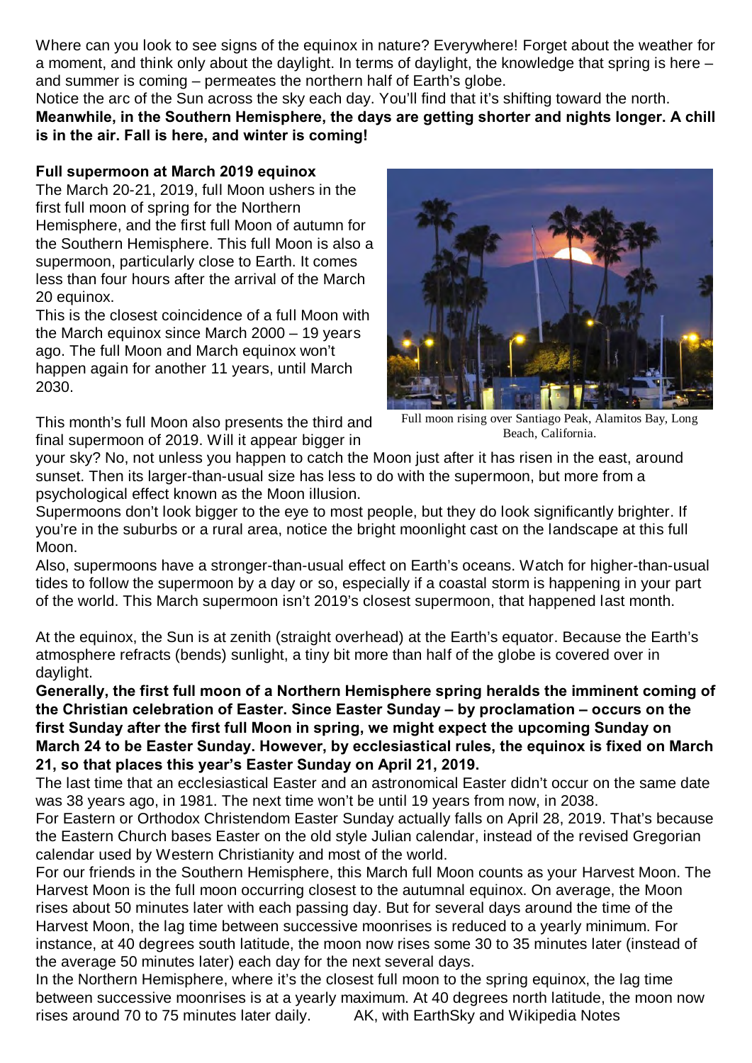Where can you look to see signs of the equinox in nature? Everywhere! Forget about the weather for a moment, and think only about the daylight. In terms of daylight, the knowledge that spring is here – and summer is coming – permeates the northern half of Earth's globe.

Notice the arc of the Sun across the sky each day. You'll find that it's shifting toward the north.

**Meanwhile, in the Southern Hemisphere, the days are getting shorter and nights longer. A chill is in the air. Fall is here, and winter is coming!**

**Full supermoon at March 2019 equinox**

The March 20-21, 2019, full Moon ushers in the first full moon of spring for the Northern Hemisphere, and the first full Moon of autumn for the Southern Hemisphere. This full Moon is also a supermoon, particularly close to Earth. It comes less than four hours after the arrival of the March 20 equinox.

This is the closest coincidence of a full Moon with the March equinox since March 2000 – 19 years ago. The full Moon and March equinox won't happen again for another 11 years, until March 2030.

Full moon rising over Santiago Peak, Alamitos Bay, Long Beach, California.

This month's full Moon also presents the third and final supermoon of 2019. Will it appear bigger in your sky? No, not unless you happen to catch the Moon just after it has risen in the east, around sunset. Then its larger-than-usual size has less to do with the supermoon, but more from a psychological effect known as the Moon illusion.

Supermoons don't look bigger to the eye to most people, but they do look significantly brighter. If you're in the suburbs or a rural area, notice the bright moonlight cast on the landscape at this full Moon.

Also, supermoons have a stronger-than-usual effect on Earth's oceans. Watch for higher-than-usual tides to follow the supermoon by a day or so, especially if a coastal storm is happening in your part of the world. This March supermoon isn't 2019's closest supermoon, that happened last month.

At the equinox, the Sun is at zenith (straight overhead) at the Earth's equator. Because the Earth's atmosphere refracts (bends) sunlight, a tiny bit more than half of the globe is covered over in daylight.

**Generally, the first full moon of a Northern Hemisphere spring heralds the imminent coming of the Christian celebration of Easter. Since Easter Sunday – by proclamation – occurs on the first Sunday after the first full Moon in spring, we might expect the upcoming Sunday on March 24 to be Easter Sunday. However, by ecclesiastical rules, the equinox is fixed on March 21, so that places this year's Easter Sunday on April 21, 2019.**

The last time that an ecclesiastical Easter and an astronomical Easter didn't occur on the same date was 38 years ago, in 1981. The next time won't be until 19 years from now, in 2038.

For Eastern or Orthodox Christendom Easter Sunday actually falls on April 28, 2019. That's because the Eastern Church bases Easter on the old style Julian calendar, instead of the revised Gregorian calendar used by Western Christianity and most of the world.

For our friends in the Southern Hemisphere, this March full Moon counts as your Harvest Moon. The Harvest Moon is the full moon occurring closest to the autumnal equinox. On average, the Moon rises about 50 minutes later with each passing day. But for several days around the time of the Harvest Moon, the lag time between successive moonrises is reduced to a yearly minimum. For instance, at 40 degrees south latitude, the moon now rises some 30 to 35 minutes later (instead of the average 50 minutes later) each day for the next several days.

In the Northern Hemisphere, where it's the closest full moon to the spring equinox, the lag time between successive moonrises is at a yearly maximum. At 40 degrees north latitude, the moon now rises around 70 to 75 minutes later daily. AK, with EarthSky and Wikipedia Notes